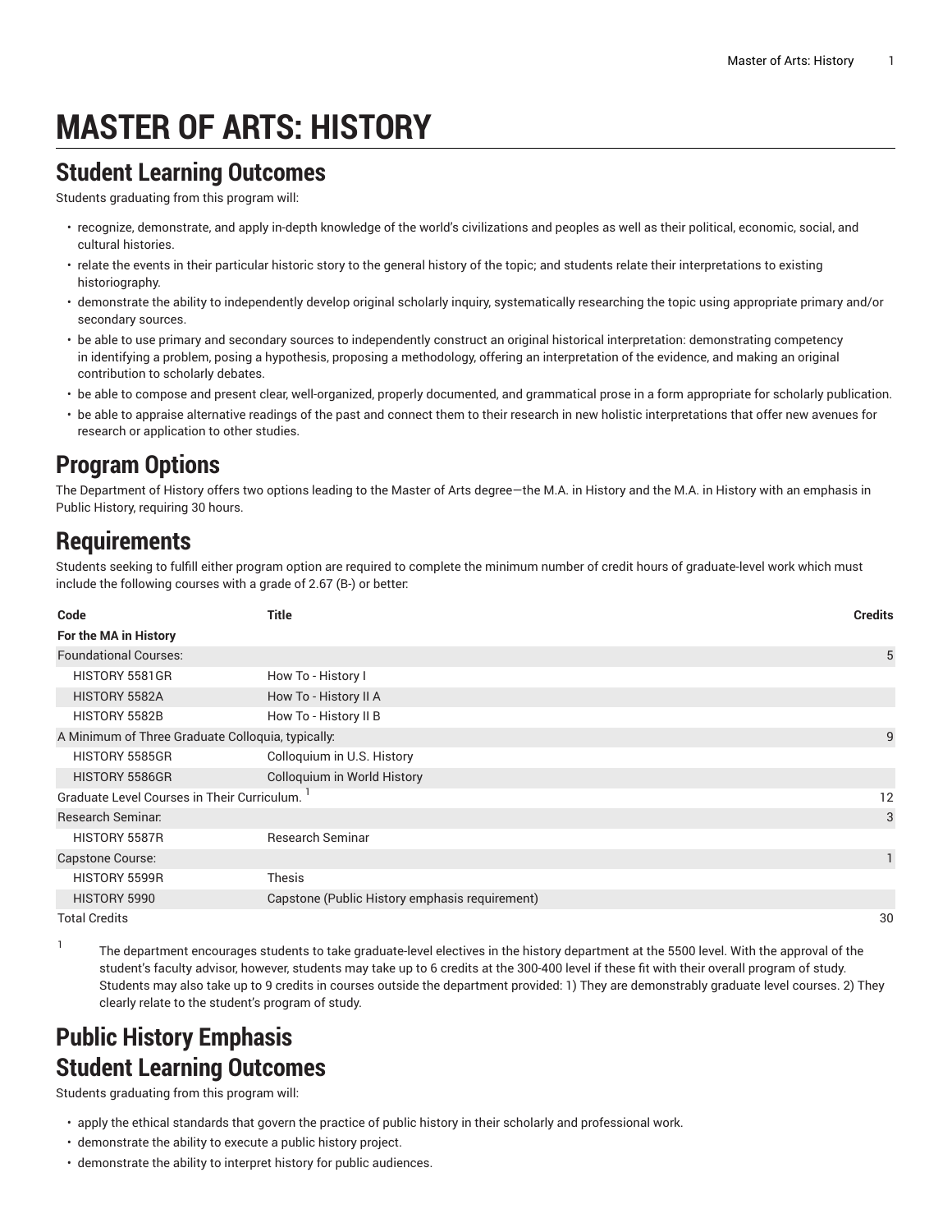# MASTER OF ARTS: HISTORY

## Student Learning Outcomes

Students graduating from this program will:

- recognize, demonstrate, and apply in-depth knowledge of the world's civilizations and peoples as well as their political, economic, social, and cultural histories.
- relate the events in their particular historic story to the general history of the topic; and students relate their interpretations to existing historiography.
- demonstrate the ability to independently develop original scholarly inquiry, systematically researching the topic using appropriate primary and/or secondary sources.
- be able to use primary and secondary sources to independently construct an original historical interpretation: demonstrating competency in identifying a problem, posing a hypothesis, proposing a methodology, offering an interpretation of the evidence, and making an original contribution to scholarly debates.
- be able to compose and present clear, well-organized, properly documented, and grammatical prose in a form appropriate for scholarly publication.
- be able to appraise alternative readings of the past and connect them to their research in new holistic interpretations that offer new avenues for research or application to other studies.

## Program Options

The Department of History offers two options leading to the Master of Arts degree—the M.A. in History and the M.A. in History with an emphasis in Public History, requiring 30 hours.

## Requirements

Students seeking to fulfill either program option are required to complete the minimum number of credit hours of graduate-level work which must include the following courses with a grade of 2.67 (B-) or better:

| Code | Title | Credits |
|---|---|---|
| **For the MA in History** | | |
| Foundational Courses: | | 5 |
| HISTORY 5581GR | How To - History I | |
| HISTORY 5582A | How To - History II A | |
| HISTORY 5582B | How To - History II B | |
| A Minimum of Three Graduate Colloquia, typically: | | 9 |
| HISTORY 5585GR | Colloquium in U.S. History | |
| HISTORY 5586GR | Colloquium in World History | |
| Graduate Level Courses in Their Curriculum. [1] | | 12 |
| Research Seminar: | | 3 |
| HISTORY 5587R | Research Seminar | |
| Capstone Course: | | 1 |
| HISTORY 5599R | Thesis | |
| HISTORY 5990 | Capstone (Public History emphasis requirement) | |
| Total Credits | | 30 |

[1] The department encourages students to take graduate-level electives in the history department at the 5500 level. With the approval of the student's faculty advisor, however, students may take up to 6 credits at the 300-400 level if these fit with their overall program of study. Students may also take up to 9 credits in courses outside the department provided: 1) They are demonstrably graduate level courses. 2) They clearly relate to the student's program of study.

## Public History Emphasis
## Student Learning Outcomes

Students graduating from this program will:

- apply the ethical standards that govern the practice of public history in their scholarly and professional work.
- demonstrate the ability to execute a public history project.
- demonstrate the ability to interpret history for public audiences.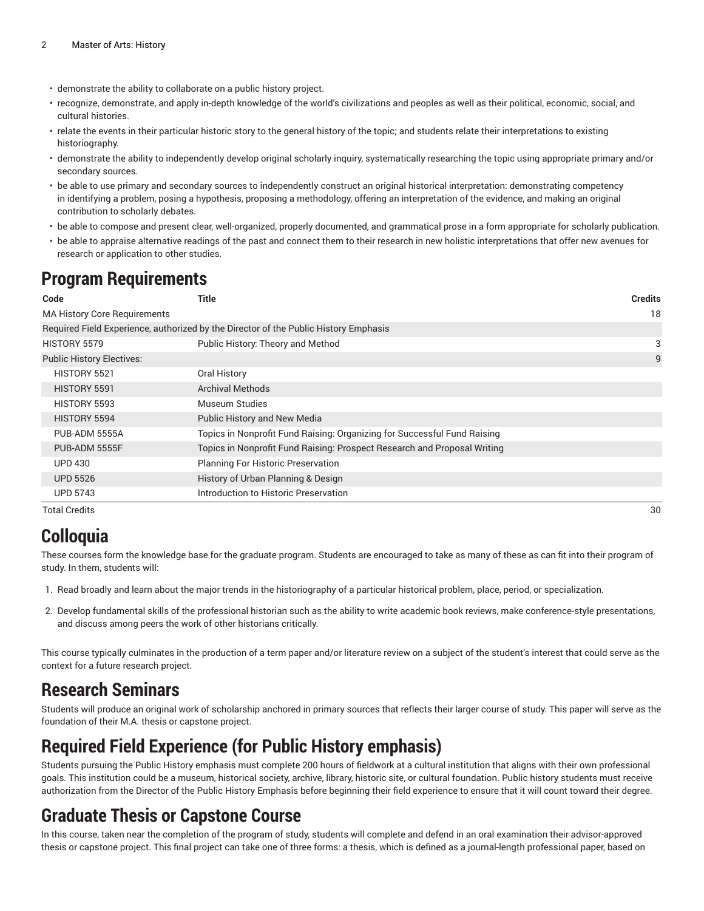- demonstrate the ability to collaborate on a public history project.
- recognize, demonstrate, and apply in-depth knowledge of the world's civilizations and peoples as well as their political, economic, social, and cultural histories.
- relate the events in their particular historic story to the general history of the topic; and students relate their interpretations to existing historiography.
- demonstrate the ability to independently develop original scholarly inquiry, systematically researching the topic using appropriate primary and/or secondary sources.
- be able to use primary and secondary sources to independently construct an original historical interpretation: demonstrating competency in identifying a problem, posing a hypothesis, proposing a methodology, offering an interpretation of the evidence, and making an original contribution to scholarly debates.
- be able to compose and present clear, well-organized, properly documented, and grammatical prose in a form appropriate for scholarly publication.
- be able to appraise alternative readings of the past and connect them to their research in new holistic interpretations that offer new avenues for research or application to other studies.

# Program Requirements

| Code | Title | Credits |
|---|---|---|
| MA History Core Requirements | | 18 |
| Required Field Experience, authorized by the Director of the Public History Emphasis | | |
| HISTORY 5579 | Public History: Theory and Method | 3 |
| Public History Electives: | | 9 |
| HISTORY 5521 | Oral History | |
| HISTORY 5591 | Archival Methods | |
| HISTORY 5593 | Museum Studies | |
| HISTORY 5594 | Public History and New Media | |
| PUB-ADM 5555A | Topics in Nonprofit Fund Raising: Organizing for Successful Fund Raising | |
| PUB-ADM 5555F | Topics in Nonprofit Fund Raising: Prospect Research and Proposal Writing | |
| UPD 430 | Planning For Historic Preservation | |
| UPD 5526 | History of Urban Planning & Design | |
| UPD 5743 | Introduction to Historic Preservation | |
| Total Credits | | 30 |

# Colloquia

These courses form the knowledge base for the graduate program. Students are encouraged to take as many of these as can fit into their program of study. In them, students will:

1. Read broadly and learn about the major trends in the historiography of a particular historical problem, place, period, or specialization.
2. Develop fundamental skills of the professional historian such as the ability to write academic book reviews, make conference-style presentations, and discuss among peers the work of other historians critically.

This course typically culminates in the production of a term paper and/or literature review on a subject of the student's interest that could serve as the context for a future research project.

# Research Seminars

Students will produce an original work of scholarship anchored in primary sources that reflects their larger course of study. This paper will serve as the foundation of their M.A. thesis or capstone project.

# Required Field Experience (for Public History emphasis)

Students pursuing the Public History emphasis must complete 200 hours of fieldwork at a cultural institution that aligns with their own professional goals. This institution could be a museum, historical society, archive, library, historic site, or cultural foundation. Public history students must receive authorization from the Director of the Public History Emphasis before beginning their field experience to ensure that it will count toward their degree.

# Graduate Thesis or Capstone Course

In this course, taken near the completion of the program of study, students will complete and defend in an oral examination their advisor-approved thesis or capstone project. This final project can take one of three forms: a thesis, which is defined as a journal-length professional paper, based on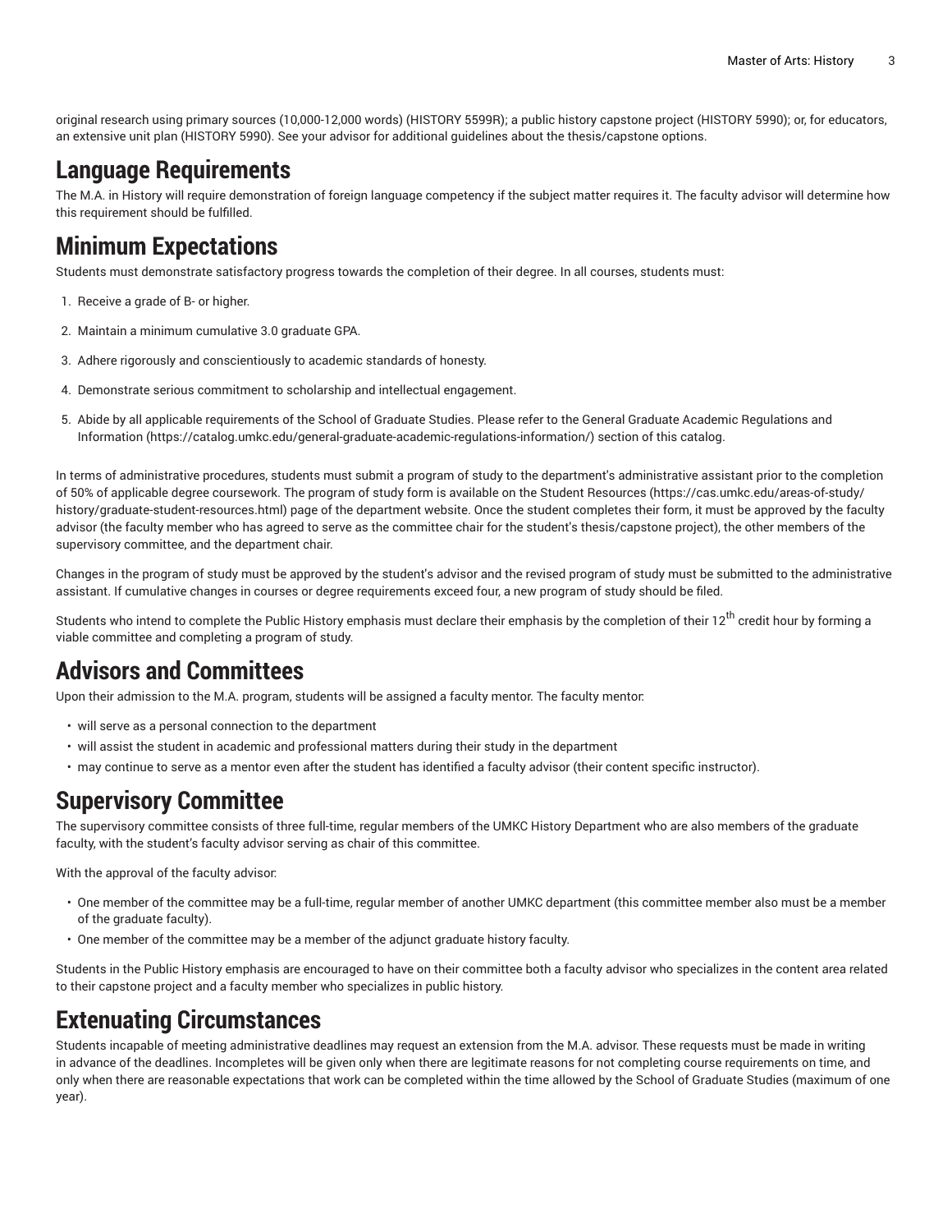original research using primary sources (10,000-12,000 words) (HISTORY 5599R); a public history capstone project (HISTORY 5990); or, for educators, an extensive unit plan (HISTORY 5990). See your advisor for additional guidelines about the thesis/capstone options.

## Language Requirements

The M.A. in History will require demonstration of foreign language competency if the subject matter requires it. The faculty advisor will determine how this requirement should be fulfilled.

## Minimum Expectations

Students must demonstrate satisfactory progress towards the completion of their degree. In all courses, students must:

1. Receive a grade of B- or higher.
2. Maintain a minimum cumulative 3.0 graduate GPA.
3. Adhere rigorously and conscientiously to academic standards of honesty.
4. Demonstrate serious commitment to scholarship and intellectual engagement.
5. Abide by all applicable requirements of the School of Graduate Studies. Please refer to the General Graduate Academic Regulations and Information (https://catalog.umkc.edu/general-graduate-academic-regulations-information/) section of this catalog.

In terms of administrative procedures, students must submit a program of study to the department's administrative assistant prior to the completion of 50% of applicable degree coursework. The program of study form is available on the Student Resources (https://cas.umkc.edu/areas-of-study/history/graduate-student-resources.html) page of the department website. Once the student completes their form, it must be approved by the faculty advisor (the faculty member who has agreed to serve as the committee chair for the student's thesis/capstone project), the other members of the supervisory committee, and the department chair.

Changes in the program of study must be approved by the student's advisor and the revised program of study must be submitted to the administrative assistant. If cumulative changes in courses or degree requirements exceed four, a new program of study should be filed.

Students who intend to complete the Public History emphasis must declare their emphasis by the completion of their 12th credit hour by forming a viable committee and completing a program of study.

## Advisors and Committees

Upon their admission to the M.A. program, students will be assigned a faculty mentor. The faculty mentor:

- will serve as a personal connection to the department
- will assist the student in academic and professional matters during their study in the department
- may continue to serve as a mentor even after the student has identified a faculty advisor (their content specific instructor).

## Supervisory Committee

The supervisory committee consists of three full-time, regular members of the UMKC History Department who are also members of the graduate faculty, with the student's faculty advisor serving as chair of this committee.

With the approval of the faculty advisor:

- One member of the committee may be a full-time, regular member of another UMKC department (this committee member also must be a member of the graduate faculty).
- One member of the committee may be a member of the adjunct graduate history faculty.

Students in the Public History emphasis are encouraged to have on their committee both a faculty advisor who specializes in the content area related to their capstone project and a faculty member who specializes in public history.

## Extenuating Circumstances

Students incapable of meeting administrative deadlines may request an extension from the M.A. advisor. These requests must be made in writing in advance of the deadlines. Incompletes will be given only when there are legitimate reasons for not completing course requirements on time, and only when there are reasonable expectations that work can be completed within the time allowed by the School of Graduate Studies (maximum of one year).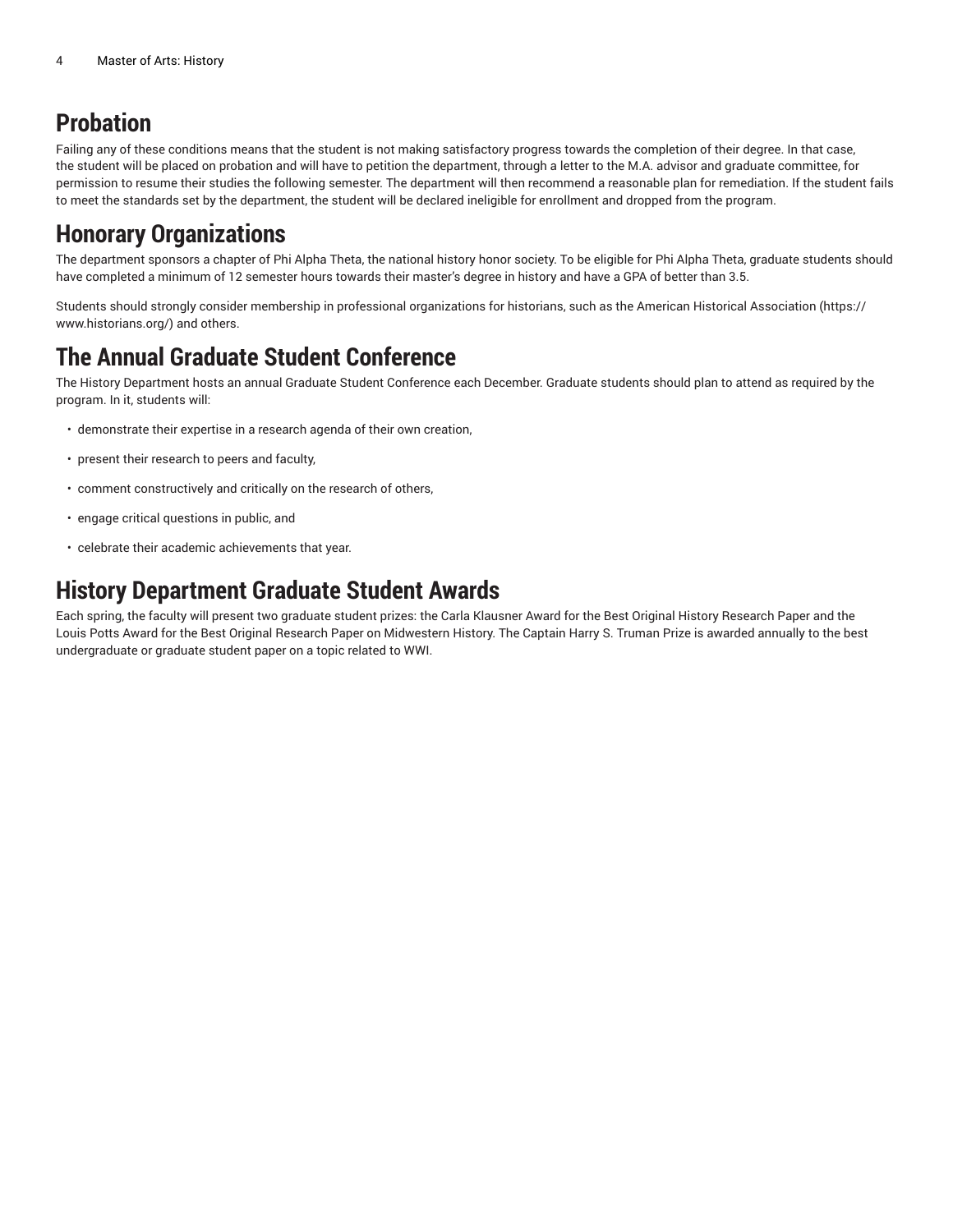## Probation

Failing any of these conditions means that the student is not making satisfactory progress towards the completion of their degree. In that case, the student will be placed on probation and will have to petition the department, through a letter to the M.A. advisor and graduate committee, for permission to resume their studies the following semester. The department will then recommend a reasonable plan for remediation. If the student fails to meet the standards set by the department, the student will be declared ineligible for enrollment and dropped from the program.

## Honorary Organizations

The department sponsors a chapter of Phi Alpha Theta, the national history honor society. To be eligible for Phi Alpha Theta, graduate students should have completed a minimum of 12 semester hours towards their master's degree in history and have a GPA of better than 3.5.

Students should strongly consider membership in professional organizations for historians, such as the American Historical Association (https://www.historians.org/) and others.

## The Annual Graduate Student Conference

The History Department hosts an annual Graduate Student Conference each December. Graduate students should plan to attend as required by the program. In it, students will:

- demonstrate their expertise in a research agenda of their own creation,
- present their research to peers and faculty,
- comment constructively and critically on the research of others,
- engage critical questions in public, and
- celebrate their academic achievements that year.

## History Department Graduate Student Awards

Each spring, the faculty will present two graduate student prizes: the Carla Klausner Award for the Best Original History Research Paper and the Louis Potts Award for the Best Original Research Paper on Midwestern History. The Captain Harry S. Truman Prize is awarded annually to the best undergraduate or graduate student paper on a topic related to WWI.